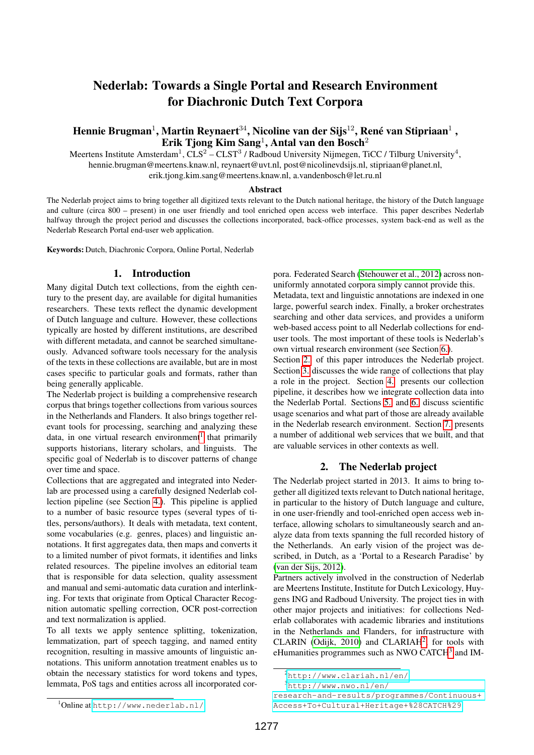# Nederlab: Towards a Single Portal and Research Environment for Diachronic Dutch Text Corpora

**Hennie Brugman**[1], **Martin Reynaert**[34], **Nicoline van der Sijs**[12], **René van Stipriaan**[1], **Erik Tjong Kim Sang**[1], **Antal van den Bosch**[2]

Meertens Institute Amsterdam[1], CLS[2] – CLST[3] / Radboud University Nijmegen, TiCC / Tilburg University[4],
hennie.brugman@meertens.knaw.nl, reynaert@uvt.nl, post@nicolinevdsijs.nl, stipriaan@planet.nl,
erik.tjong.kim.sang@meertens.knaw.nl, a.vandenbosch@let.ru.nl

### Abstract

The Nederlab project aims to bring together all digitized texts relevant to the Dutch national heritage, the history of the Dutch language and culture (circa 800 – present) in one user friendly and tool enriched open access web interface. This paper describes Nederlab halfway through the project period and discusses the collections incorporated, back-office processes, system back-end as well as the Nederlab Research Portal end-user web application.

**Keywords:** Dutch, Diachronic Corpora, Online Portal, Nederlab

## 1. Introduction

Many digital Dutch text collections, from the eighth century to the present day, are available for digital humanities researchers. These texts reflect the dynamic development of Dutch language and culture. However, these collections typically are hosted by different institutions, are described with different metadata, and cannot be searched simultaneously. Advanced software tools necessary for the analysis of the texts in these collections are available, but are in most cases specific to particular goals and formats, rather than being generally applicable.

The Nederlab project is building a comprehensive research corpus that brings together collections from various sources in the Netherlands and Flanders. It also brings together relevant tools for processing, searching and analyzing these data, in one virtual research environment[1] that primarily supports historians, literary scholars, and linguists. The specific goal of Nederlab is to discover patterns of change over time and space.

Collections that are aggregated and integrated into Nederlab are processed using a carefully designed Nederlab collection pipeline (see Section 4.). This pipeline is applied to a number of basic resource types (several types of titles, persons/authors). It deals with metadata, text content, some vocabularies (e.g. genres, places) and linguistic annotations. It first aggregates data, then maps and converts it to a limited number of pivot formats, it identifies and links related resources. The pipeline involves an editorial team that is responsible for data selection, quality assessment and manual and semi-automatic data curation and interlinking. For texts that originate from Optical Character Recognition automatic spelling correction, OCR post-correction and text normalization is applied.

To all texts we apply sentence splitting, tokenization, lemmatization, part of speech tagging, and named entity recognition, resulting in massive amounts of linguistic annotations. This uniform annotation treatment enables us to obtain the necessary statistics for word tokens and types, lemmata, PoS tags and entities across all incorporated corpora. Federated Search (Stehouwer et al., 2012) across non-uniformly annotated corpora simply cannot provide this. Metadata, text and linguistic annotations are indexed in one large, powerful search index. Finally, a broker orchestrates searching and other data services, and provides a uniform web-based access point to all Nederlab collections for end-user tools. The most important of these tools is Nederlab's own virtual research environment (see Section 6.).

Section 2. of this paper introduces the Nederlab project. Section 3. discusses the wide range of collections that play a role in the project. Section 4. presents our collection pipeline, it describes how we integrate collection data into the Nederlab Portal. Sections 5. and 6. discuss scientific usage scenarios and what part of those are already available in the Nederlab research environment. Section 7. presents a number of additional web services that we built, and that are valuable services in other contexts as well.

## 2. The Nederlab project

The Nederlab project started in 2013. It aims to bring together all digitized texts relevant to Dutch national heritage, in particular to the history of Dutch language and culture, in one user-friendly and tool-enriched open access web interface, allowing scholars to simultaneously search and analyze data from texts spanning the full recorded history of the Netherlands. An early vision of the project was described, in Dutch, as a 'Portal to a Research Paradise' by (van der Sijs, 2012).

Partners actively involved in the construction of Nederlab are Meertens Institute, Institute for Dutch Lexicology, Huygens ING and Radboud University. The project ties in with other major projects and initiatives: for collections Nederlab collaborates with academic libraries and institutions in the Netherlands and Flanders, for infrastructure with CLARIN (Odijk, 2010) and CLARIAH[2] for tools with eHumanities programmes such as NWO CATCH[3] and IM-

[1] Online at http://www.nederlab.nl/

[2] http://www.clariah.nl/en/

[3] http://www.nwo.nl/en/research-and-results/programmes/Continuous+Access+To+Cultural+Heritage+%28CATCH%29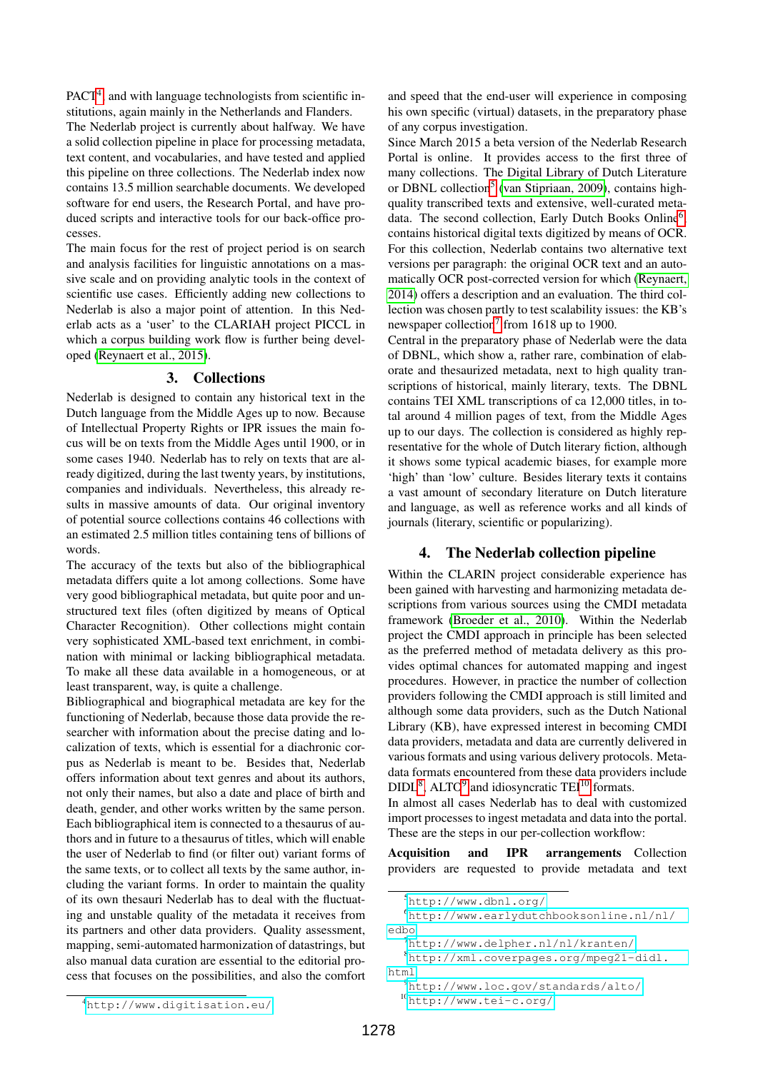PACT[4] and with language technologists from scientific institutions, again mainly in the Netherlands and Flanders.

The Nederlab project is currently about halfway. We have a solid collection pipeline in place for processing metadata, text content, and vocabularies, and have tested and applied this pipeline on three collections. The Nederlab index now contains 13.5 million searchable documents. We developed software for end users, the Research Portal, and have produced scripts and interactive tools for our back-office processes.

The main focus for the rest of project period is on search and analysis facilities for linguistic annotations on a massive scale and on providing analytic tools in the context of scientific use cases. Efficiently adding new collections to Nederlab is also a major point of attention. In this Nederlab acts as a 'user' to the CLARIAH project PICCL in which a corpus building work flow is further being developed (Reynaert et al., 2015).

## 3. Collections

Nederlab is designed to contain any historical text in the Dutch language from the Middle Ages up to now. Because of Intellectual Property Rights or IPR issues the main focus will be on texts from the Middle Ages until 1900, or in some cases 1940. Nederlab has to rely on texts that are already digitized, during the last twenty years, by institutions, companies and individuals. Nevertheless, this already results in massive amounts of data. Our original inventory of potential source collections contains 46 collections with an estimated 2.5 million titles containing tens of billions of words.

The accuracy of the texts but also of the bibliographical metadata differs quite a lot among collections. Some have very good bibliographical metadata, but quite poor and unstructured text files (often digitized by means of Optical Character Recognition). Other collections might contain very sophisticated XML-based text enrichment, in combination with minimal or lacking bibliographical metadata. To make all these data available in a homogeneous, or at least transparent, way, is quite a challenge.

Bibliographical and biographical metadata are key for the functioning of Nederlab, because those data provide the researcher with information about the precise dating and localization of texts, which is essential for a diachronic corpus as Nederlab is meant to be. Besides that, Nederlab offers information about text genres and about its authors, not only their names, but also a date and place of birth and death, gender, and other works written by the same person. Each bibliographical item is connected to a thesaurus of authors and in future to a thesaurus of titles, which will enable the user of Nederlab to find (or filter out) variant forms of the same texts, or to collect all texts by the same author, including the variant forms. In order to maintain the quality of its own thesauri Nederlab has to deal with the fluctuating and unstable quality of the metadata it receives from its partners and other data providers. Quality assessment, mapping, semi-automated harmonization of datastrings, but also manual data curation are essential to the editorial process that focuses on the possibilities, and also the comfort and speed that the end-user will experience in composing his own specific (virtual) datasets, in the preparatory phase of any corpus investigation.

Since March 2015 a beta version of the Nederlab Research Portal is online. It provides access to the first three of many collections. The Digital Library of Dutch Literature or DBNL collection[5] (van Stipriaan, 2009), contains high-quality transcribed texts and extensive, well-curated metadata. The second collection, Early Dutch Books Online[6], contains historical digital texts digitized by means of OCR. For this collection, Nederlab contains two alternative text versions per paragraph: the original OCR text and an automatically OCR post-corrected version for which (Reynaert, 2014) offers a description and an evaluation. The third collection was chosen partly to test scalability issues: the KB's newspaper collection[7] from 1618 up to 1900.

Central in the preparatory phase of Nederlab were the data of DBNL, which show a, rather rare, combination of elaborate and thesaurized metadata, next to high quality transcriptions of historical, mainly literary, texts. The DBNL contains TEI XML transcriptions of ca 12,000 titles, in total around 4 million pages of text, from the Middle Ages up to our days. The collection is considered as highly representative for the whole of Dutch literary fiction, although it shows some typical academic biases, for example more 'high' than 'low' culture. Besides literary texts it contains a vast amount of secondary literature on Dutch literature and language, as well as reference works and all kinds of journals (literary, scientific or popularizing).

## 4. The Nederlab collection pipeline

Within the CLARIN project considerable experience has been gained with harvesting and harmonizing metadata descriptions from various sources using the CMDI metadata framework (Broeder et al., 2010). Within the Nederlab project the CMDI approach in principle has been selected as the preferred method of metadata delivery as this provides optimal chances for automated mapping and ingest procedures. However, in practice the number of collection providers following the CMDI approach is still limited and although some data providers, such as the Dutch National Library (KB), have expressed interest in becoming CMDI data providers, metadata and data are currently delivered in various formats and using various delivery protocols. Metadata formats encountered from these data providers include DIDL[8], ALTO[9] and idiosyncratic TEI[10] formats.

In almost all cases Nederlab has to deal with customized import processes to ingest metadata and data into the portal. These are the steps in our per-collection workflow:

**Acquisition and IPR arrangements** Collection providers are requested to provide metadata and text

---

[4] http://www.digitisation.eu/

[5] http://www.dbnl.org/

[6] http://www.earlydutchbooksonline.nl/nl/edbo

[7] http://www.delpher.nl/nl/kranten/

[8] http://xml.coverpages.org/mpeg21-didl.html

[9] http://www.loc.gov/standards/alto/

[10] http://www.tei-c.org/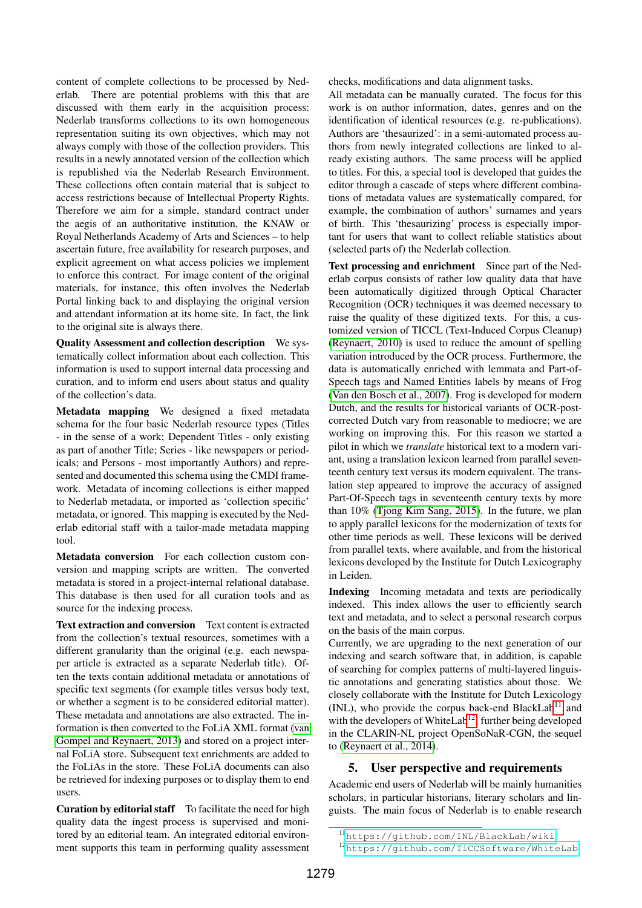content of complete collections to be processed by Nederlab. There are potential problems with this that are discussed with them early in the acquisition process: Nederlab transforms collections to its own homogeneous representation suiting its own objectives, which may not always comply with those of the collection providers. This results in a newly annotated version of the collection which is republished via the Nederlab Research Environment. These collections often contain material that is subject to access restrictions because of Intellectual Property Rights. Therefore we aim for a simple, standard contract under the aegis of an authoritative institution, the KNAW or Royal Netherlands Academy of Arts and Sciences – to help ascertain future, free availability for research purposes, and explicit agreement on what access policies we implement to enforce this contract. For image content of the original materials, for instance, this often involves the Nederlab Portal linking back to and displaying the original version and attendant information at its home site. In fact, the link to the original site is always there.

**Quality Assessment and collection description** We systematically collect information about each collection. This information is used to support internal data processing and curation, and to inform end users about status and quality of the collection's data.

**Metadata mapping** We designed a fixed metadata schema for the four basic Nederlab resource types (Titles - in the sense of a work; Dependent Titles - only existing as part of another Title; Series - like newspapers or periodicals; and Persons - most importantly Authors) and represented and documented this schema using the CMDI framework. Metadata of incoming collections is either mapped to Nederlab metadata, or imported as 'collection specific' metadata, or ignored. This mapping is executed by the Nederlab editorial staff with a tailor-made metadata mapping tool.

**Metadata conversion** For each collection custom conversion and mapping scripts are written. The converted metadata is stored in a project-internal relational database. This database is then used for all curation tools and as source for the indexing process.

**Text extraction and conversion** Text content is extracted from the collection's textual resources, sometimes with a different granularity than the original (e.g. each newspaper article is extracted as a separate Nederlab title). Often the texts contain additional metadata or annotations of specific text segments (for example titles versus body text, or whether a segment is to be considered editorial matter). These metadata and annotations are also extracted. The information is then converted to the FoLiA XML format (van Gompel and Reynaert, 2013) and stored on a project internal FoLiA store. Subsequent text enrichments are added to the FoLiAs in the store. These FoLiA documents can also be retrieved for indexing purposes or to display them to end users.

**Curation by editorial staff** To facilitate the need for high quality data the ingest process is supervised and monitored by an editorial team. An integrated editorial environment supports this team in performing quality assessment checks, modifications and data alignment tasks.

All metadata can be manually curated. The focus for this work is on author information, dates, genres and on the identification of identical resources (e.g. re-publications). Authors are 'thesaurized': in a semi-automated process authors from newly integrated collections are linked to already existing authors. The same process will be applied to titles. For this, a special tool is developed that guides the editor through a cascade of steps where different combinations of metadata values are systematically compared, for example, the combination of authors' surnames and years of birth. This 'thesaurizing' process is especially important for users that want to collect reliable statistics about (selected parts of) the Nederlab collection.

**Text processing and enrichment** Since part of the Nederlab corpus consists of rather low quality data that have been automatically digitized through Optical Character Recognition (OCR) techniques it was deemed necessary to raise the quality of these digitized texts. For this, a customized version of TICCL (Text-Induced Corpus Cleanup) (Reynaert, 2010) is used to reduce the amount of spelling variation introduced by the OCR process. Furthermore, the data is automatically enriched with lemmata and Part-of-Speech tags and Named Entities labels by means of Frog (Van den Bosch et al., 2007). Frog is developed for modern Dutch, and the results for historical variants of OCR-post-corrected Dutch vary from reasonable to mediocre; we are working on improving this. For this reason we started a pilot in which we *translate* historical text to a modern variant, using a translation lexicon learned from parallel seventeenth century text versus its modern equivalent. The translation step appeared to improve the accuracy of assigned Part-Of-Speech tags in seventeenth century texts by more than 10% (Tjong Kim Sang, 2015). In the future, we plan to apply parallel lexicons for the modernization of texts for other time periods as well. These lexicons will be derived from parallel texts, where available, and from the historical lexicons developed by the Institute for Dutch Lexicography in Leiden.

**Indexing** Incoming metadata and texts are periodically indexed. This index allows the user to efficiently search text and metadata, and to select a personal research corpus on the basis of the main corpus.

Currently, we are upgrading to the next generation of our indexing and search software that, in addition, is capable of searching for complex patterns of multi-layered linguistic annotations and generating statistics about those. We closely collaborate with the Institute for Dutch Lexicology (INL), who provide the corpus back-end BlackLab[11] and with the developers of WhiteLab[12], further being developed in the CLARIN-NL project OpenSoNaR-CGN, the sequel to (Reynaert et al., 2014).

## 5. User perspective and requirements

Academic end users of Nederlab will be mainly humanities scholars, in particular historians, literary scholars and linguists. The main focus of Nederlab is to enable research

[11] https://github.com/INL/BlackLab/wiki
[12] https://github.com/TiCCSoftware/WhiteLab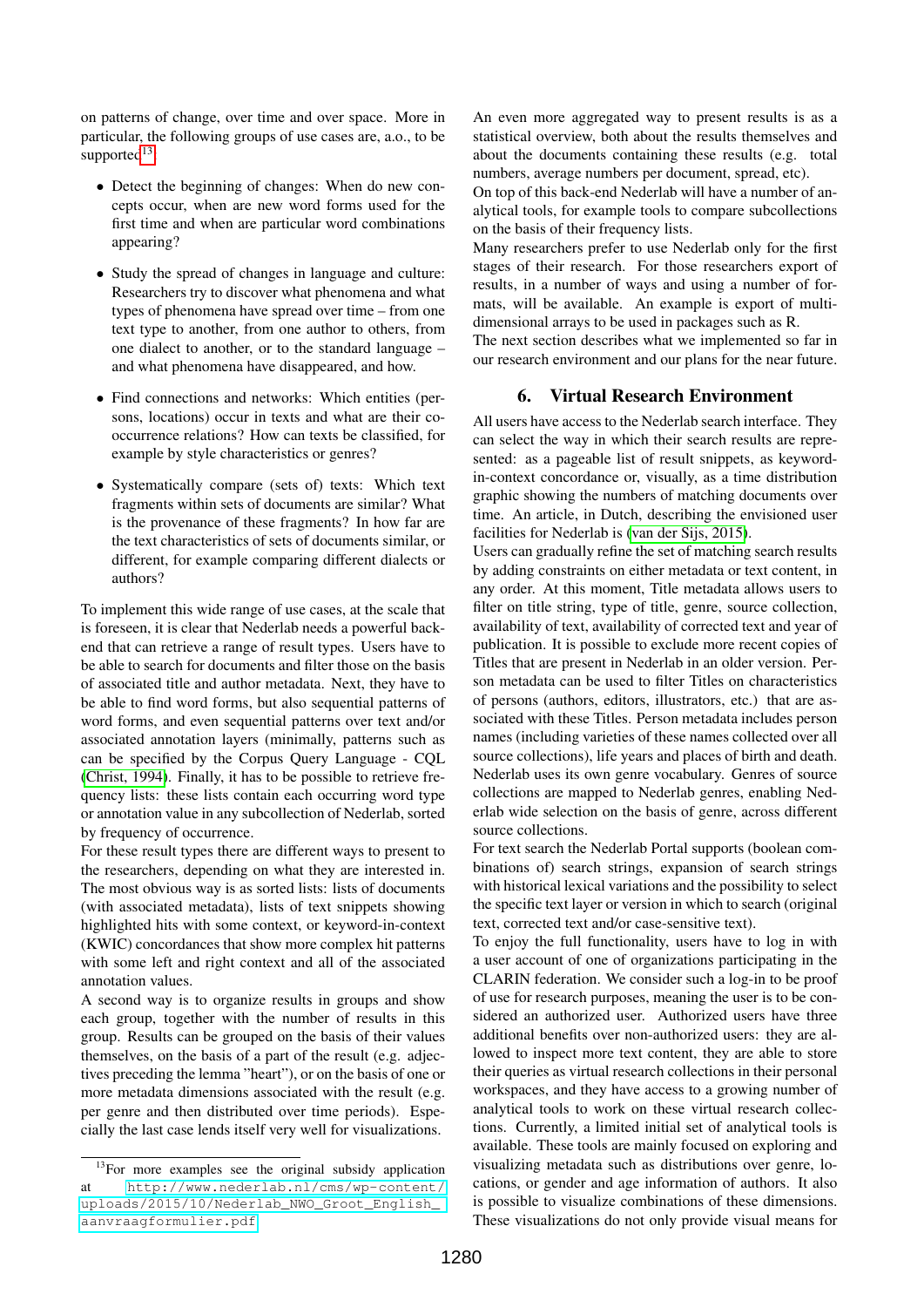on patterns of change, over time and over space. More in particular, the following groups of use cases are, a.o., to be supported[13]:

- Detect the beginning of changes: When do new concepts occur, when are new word forms used for the first time and when are particular word combinations appearing?
- Study the spread of changes in language and culture: Researchers try to discover what phenomena and what types of phenomena have spread over time – from one text type to another, from one author to others, from one dialect to another, or to the standard language – and what phenomena have disappeared, and how.
- Find connections and networks: Which entities (persons, locations) occur in texts and what are their co-occurrence relations? How can texts be classified, for example by style characteristics or genres?
- Systematically compare (sets of) texts: Which text fragments within sets of documents are similar? What is the provenance of these fragments? In how far are the text characteristics of sets of documents similar, or different, for example comparing different dialects or authors?

To implement this wide range of use cases, at the scale that is foreseen, it is clear that Nederlab needs a powerful back-end that can retrieve a range of result types. Users have to be able to search for documents and filter those on the basis of associated title and author metadata. Next, they have to be able to find word forms, but also sequential patterns of word forms, and even sequential patterns over text and/or associated annotation layers (minimally, patterns such as can be specified by the Corpus Query Language - CQL (Christ, 1994). Finally, it has to be possible to retrieve frequency lists: these lists contain each occurring word type or annotation value in any subcollection of Nederlab, sorted by frequency of occurrence.

For these result types there are different ways to present to the researchers, depending on what they are interested in. The most obvious way is as sorted lists: lists of documents (with associated metadata), lists of text snippets showing highlighted hits with some context, or keyword-in-context (KWIC) concordances that show more complex hit patterns with some left and right context and all of the associated annotation values.

A second way is to organize results in groups and show each group, together with the number of results in this group. Results can be grouped on the basis of their values themselves, on the basis of a part of the result (e.g. adjectives preceding the lemma "heart"), or on the basis of one or more metadata dimensions associated with the result (e.g. per genre and then distributed over time periods). Especially the last case lends itself very well for visualizations.

An even more aggregated way to present results is as a statistical overview, both about the results themselves and about the documents containing these results (e.g. total numbers, average numbers per document, spread, etc).

On top of this back-end Nederlab will have a number of analytical tools, for example tools to compare subcollections on the basis of their frequency lists.

Many researchers prefer to use Nederlab only for the first stages of their research. For those researchers export of results, in a number of ways and using a number of formats, will be available. An example is export of multi-dimensional arrays to be used in packages such as R.

The next section describes what we implemented so far in our research environment and our plans for the near future.

## 6. Virtual Research Environment

All users have access to the Nederlab search interface. They can select the way in which their search results are represented: as a pageable list of result snippets, as keyword-in-context concordance or, visually, as a time distribution graphic showing the numbers of matching documents over time. An article, in Dutch, describing the envisioned user facilities for Nederlab is (van der Sijs, 2015).

Users can gradually refine the set of matching search results by adding constraints on either metadata or text content, in any order. At this moment, Title metadata allows users to filter on title string, type of title, genre, source collection, availability of text, availability of corrected text and year of publication. It is possible to exclude more recent copies of Titles that are present in Nederlab in an older version. Person metadata can be used to filter Titles on characteristics of persons (authors, editors, illustrators, etc.) that are associated with these Titles. Person metadata includes person names (including varieties of these names collected over all source collections), life years and places of birth and death. Nederlab uses its own genre vocabulary. Genres of source collections are mapped to Nederlab genres, enabling Nederlab wide selection on the basis of genre, across different source collections.

For text search the Nederlab Portal supports (boolean combinations of) search strings, expansion of search strings with historical lexical variations and the possibility to select the specific text layer or version in which to search (original text, corrected text and/or case-sensitive text).

To enjoy the full functionality, users have to log in with a user account of one of organizations participating in the CLARIN federation. We consider such a log-in to be proof of use for research purposes, meaning the user is to be considered an authorized user. Authorized users have three additional benefits over non-authorized users: they are allowed to inspect more text content, they are able to store their queries as virtual research collections in their personal workspaces, and they have access to a growing number of analytical tools to work on these virtual research collections. Currently, a limited initial set of analytical tools is available. These tools are mainly focused on exploring and visualizing metadata such as distributions over genre, locations, or gender and age information of authors. It also is possible to visualize combinations of these dimensions. These visualizations do not only provide visual means for

[13] For more examples see the original subsidy application at http://www.nederlab.nl/cms/wp-content/uploads/2015/10/Nederlab_NWO_Groot_English_aanvraagformulier.pdf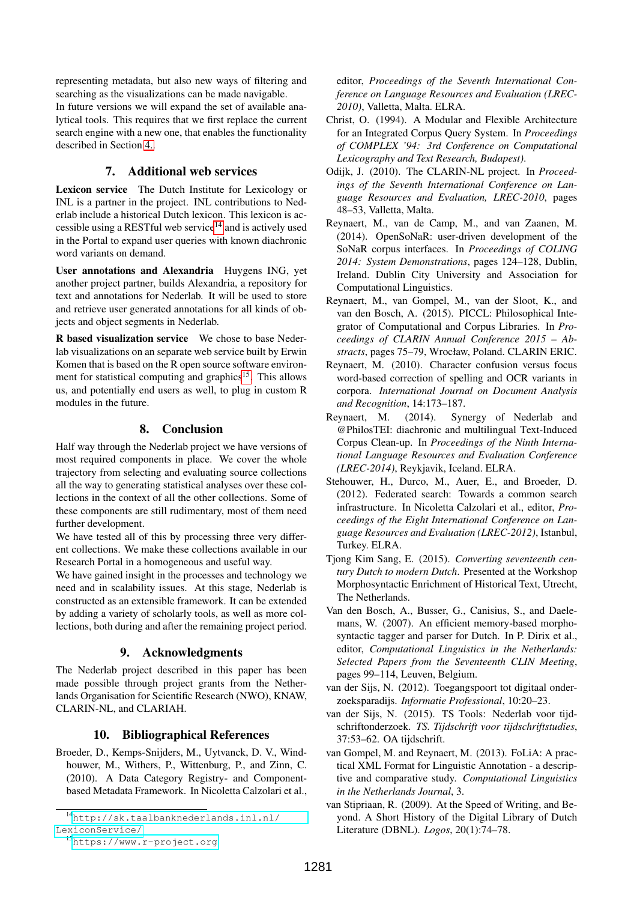representing metadata, but also new ways of filtering and searching as the visualizations can be made navigable.
In future versions we will expand the set of available analytical tools. This requires that we first replace the current search engine with a new one, that enables the functionality described in Section 4.

## 7. Additional web services

**Lexicon service** The Dutch Institute for Lexicology or INL is a partner in the project. INL contributions to Nederlab include a historical Dutch lexicon. This lexicon is accessible using a RESTful web service[14] and is actively used in the Portal to expand user queries with known diachronic word variants on demand.

**User annotations and Alexandria** Huygens ING, yet another project partner, builds Alexandria, a repository for text and annotations for Nederlab. It will be used to store and retrieve user generated annotations for all kinds of objects and object segments in Nederlab.

**R based visualization service** We chose to base Nederlab visualizations on an separate web service built by Erwin Komen that is based on the R open source software environment for statistical computing and graphics[15]. This allows us, and potentially end users as well, to plug in custom R modules in the future.

## 8. Conclusion

Half way through the Nederlab project we have versions of most required components in place. We cover the whole trajectory from selecting and evaluating source collections all the way to generating statistical analyses over these collections in the context of all the other collections. Some of these components are still rudimentary, most of them need further development.
We have tested all of this by processing three very different collections. We make these collections available in our Research Portal in a homogeneous and useful way.
We have gained insight in the processes and technology we need and in scalability issues. At this stage, Nederlab is constructed as an extensible framework. It can be extended by adding a variety of scholarly tools, as well as more collections, both during and after the remaining project period.

## 9. Acknowledgments

The Nederlab project described in this paper has been made possible through project grants from the Netherlands Organisation for Scientific Research (NWO), KNAW, CLARIN-NL, and CLARIAH.

## 10. Bibliographical References

Broeder, D., Kemps-Snijders, M., Uytvanck, D. V., Windhouwer, M., Withers, P., Wittenburg, P., and Zinn, C. (2010). A Data Category Registry- and Component-based Metadata Framework. In Nicoletta Calzolari et al., editor, *Proceedings of the Seventh International Conference on Language Resources and Evaluation (LREC-2010)*, Valletta, Malta. ELRA.

Christ, O. (1994). A Modular and Flexible Architecture for an Integrated Corpus Query System. In *Proceedings of COMPLEX '94: 3rd Conference on Computational Lexicography and Text Research, Budapest)*.

Odijk, J. (2010). The CLARIN-NL project. In *Proceedings of the Seventh International Conference on Language Resources and Evaluation, LREC-2010*, pages 48–53, Valletta, Malta.

Reynaert, M., van de Camp, M., and van Zaanen, M. (2014). OpenSoNaR: user-driven development of the SoNaR corpus interfaces. In *Proceedings of COLING 2014: System Demonstrations*, pages 124–128, Dublin, Ireland. Dublin City University and Association for Computational Linguistics.

Reynaert, M., van Gompel, M., van der Sloot, K., and van den Bosch, A. (2015). PICCL: Philosophical Integrator of Computational and Corpus Libraries. In *Proceedings of CLARIN Annual Conference 2015 – Abstracts*, pages 75–79, Wrocław, Poland. CLARIN ERIC.

Reynaert, M. (2010). Character confusion versus focus word-based correction of spelling and OCR variants in corpora. *International Journal on Document Analysis and Recognition*, 14:173–187.

Reynaert, M. (2014). Synergy of Nederlab and @PhilosTEI: diachronic and multilingual Text-Induced Corpus Clean-up. In *Proceedings of the Ninth International Language Resources and Evaluation Conference (LREC-2014)*, Reykjavik, Iceland. ELRA.

Stehouwer, H., Durco, M., Auer, E., and Broeder, D. (2012). Federated search: Towards a common search infrastructure. In Nicoletta Calzolari et al., editor, *Proceedings of the Eight International Conference on Language Resources and Evaluation (LREC-2012)*, Istanbul, Turkey. ELRA.

Tjong Kim Sang, E. (2015). *Converting seventeenth century Dutch to modern Dutch*. Presented at the Workshop Morphosyntactic Enrichment of Historical Text, Utrecht, The Netherlands.

Van den Bosch, A., Busser, G., Canisius, S., and Daelemans, W. (2007). An efficient memory-based morphosyntactic tagger and parser for Dutch. In P. Dirix et al., editor, *Computational Linguistics in the Netherlands: Selected Papers from the Seventeenth CLIN Meeting*, pages 99–114, Leuven, Belgium.

van der Sijs, N. (2012). Toegangspoort tot digitaal onderzoeksparadijs. *Informatie Professional*, 10:20–23.

van der Sijs, N. (2015). TS Tools: Nederlab voor tijdschriftonderzoek. *TS. Tijdschrift voor tijdschriftstudies*, 37:53–62. OA tijdschrift.

van Gompel, M. and Reynaert, M. (2013). FoLiA: A practical XML Format for Linguistic Annotation - a descriptive and comparative study. *Computational Linguistics in the Netherlands Journal*, 3.

van Stipriaan, R. (2009). At the Speed of Writing, and Beyond. A Short History of the Digital Library of Dutch Literature (DBNL). *Logos*, 20(1):74–78.

---

[14] http://sk.taalbanknederlands.inl.nl/LexiconService/

[15] https://www.r-project.org